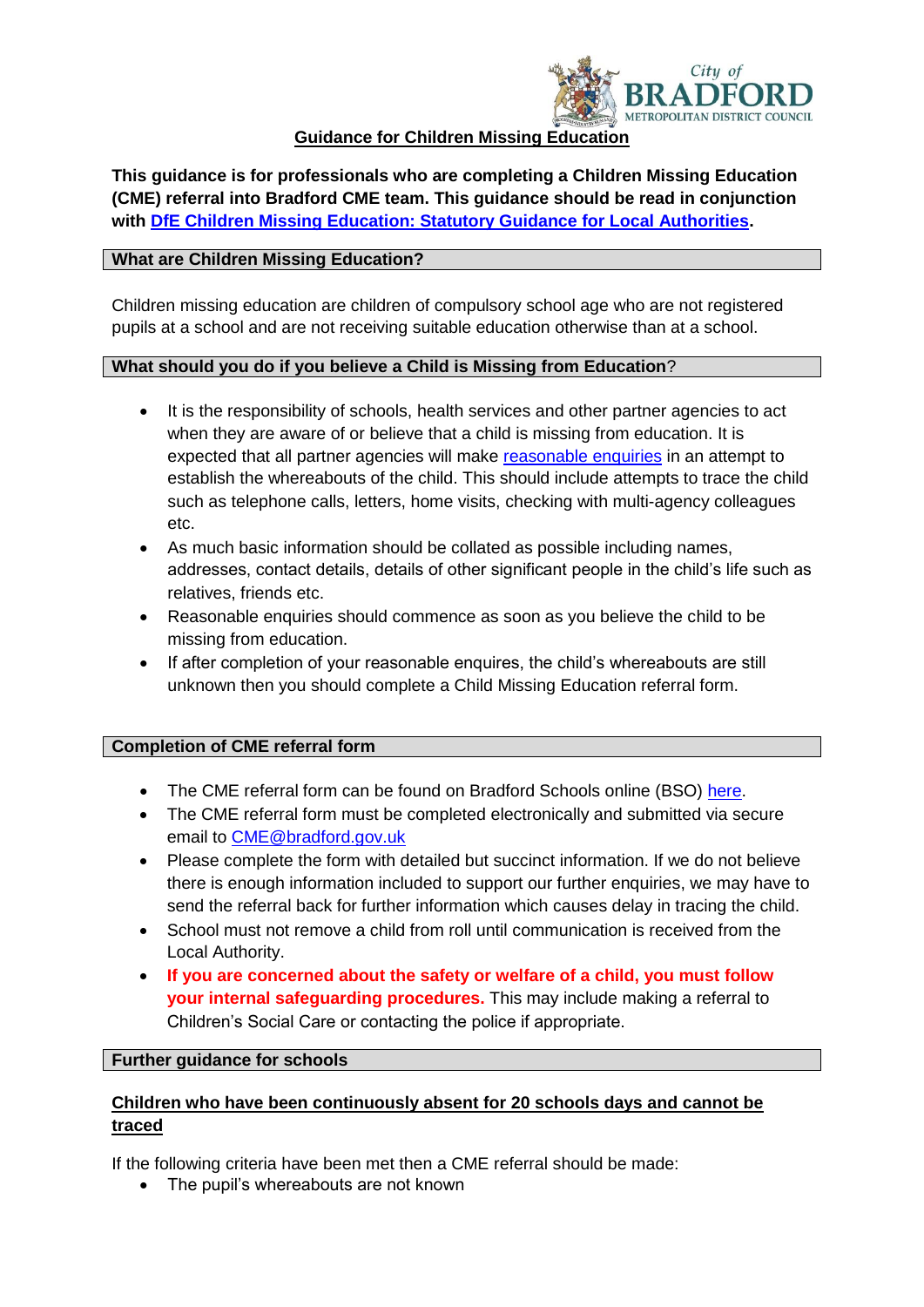# Guidance for Children Missing Education

**This guidance is for professionals who are completing a Children Missing Education (CME) referral into Bradford CME team. This guidance should be read in conjunction with [DfE Children Missing Education: Statutory Guidance for Local Authorities](#).**

## What are Children Missing Education?

Children missing education are children of compulsory school age who are not registered pupils at a school and are not receiving suitable education otherwise than at a school.

## What should you do if you believe a Child is Missing from Education?

- It is the responsibility of schools, health services and other partner agencies to act when they are aware of or believe that a child is missing from education. It is expected that all partner agencies will make [reasonable enquiries](#) in an attempt to establish the whereabouts of the child. This should include attempts to trace the child such as telephone calls, letters, home visits, checking with multi-agency colleagues etc.
- As much basic information should be collated as possible including names, addresses, contact details, details of other significant people in the child's life such as relatives, friends etc.
- Reasonable enquiries should commence as soon as you believe the child to be missing from education.
- If after completion of your reasonable enquires, the child's whereabouts are still unknown then you should complete a Child Missing Education referral form.

## Completion of CME referral form

- The CME referral form can be found on Bradford Schools online (BSO) [here](#).
- The CME referral form must be completed electronically and submitted via secure email to [CME@bradford.gov.uk](mailto:CME@bradford.gov.uk)
- Please complete the form with detailed but succinct information. If we do not believe there is enough information included to support our further enquiries, we may have to send the referral back for further information which causes delay in tracing the child.
- School must not remove a child from roll until communication is received from the Local Authority.
- **If you are concerned about the safety or welfare of a child, you must follow your internal safeguarding procedures.** This may include making a referral to Children's Social Care or contacting the police if appropriate.

## Further guidance for schools

### Children who have been continuously absent for 20 schools days and cannot be traced

If the following criteria have been met then a CME referral should be made:

- The pupil's whereabouts are not known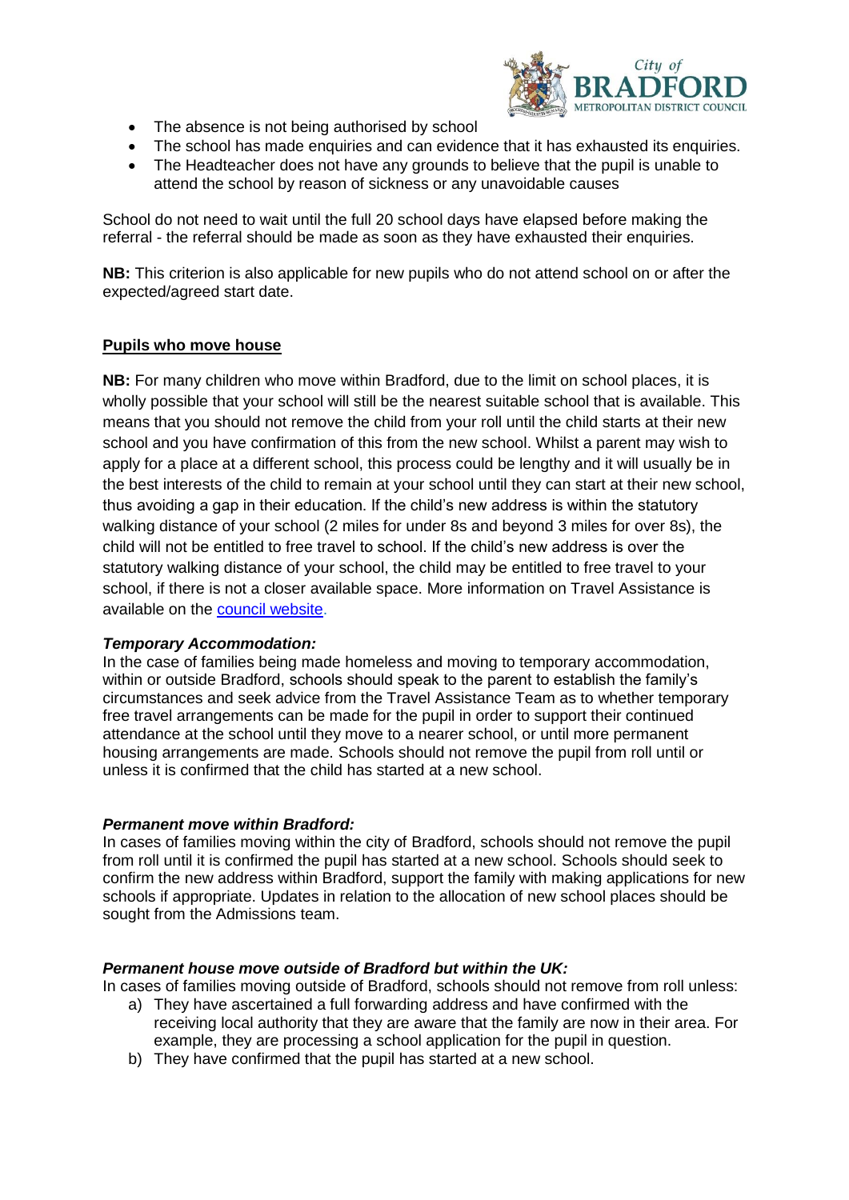- The absence is not being authorised by school
- The school has made enquiries and can evidence that it has exhausted its enquiries.
- The Headteacher does not have any grounds to believe that the pupil is unable to attend the school by reason of sickness or any unavoidable causes

School do not need to wait until the full 20 school days have elapsed before making the referral - the referral should be made as soon as they have exhausted their enquiries.

**NB:** This criterion is also applicable for new pupils who do not attend school on or after the expected/agreed start date.

## Pupils who move house

**NB:** For many children who move within Bradford, due to the limit on school places, it is wholly possible that your school will still be the nearest suitable school that is available. This means that you should not remove the child from your roll until the child starts at their new school and you have confirmation of this from the new school. Whilst a parent may wish to apply for a place at a different school, this process could be lengthy and it will usually be in the best interests of the child to remain at your school until they can start at their new school, thus avoiding a gap in their education. If the child's new address is within the statutory walking distance of your school (2 miles for under 8s and beyond 3 miles for over 8s), the child will not be entitled to free travel to school. If the child's new address is over the statutory walking distance of your school, the child may be entitled to free travel to your school, if there is not a closer available space. More information on Travel Assistance is available on the council website.

### *Temporary Accommodation:*

In the case of families being made homeless and moving to temporary accommodation, within or outside Bradford, schools should speak to the parent to establish the family's circumstances and seek advice from the Travel Assistance Team as to whether temporary free travel arrangements can be made for the pupil in order to support their continued attendance at the school until they move to a nearer school, or until more permanent housing arrangements are made. Schools should not remove the pupil from roll until or unless it is confirmed that the child has started at a new school.

### *Permanent move within Bradford:*

In cases of families moving within the city of Bradford, schools should not remove the pupil from roll until it is confirmed the pupil has started at a new school. Schools should seek to confirm the new address within Bradford, support the family with making applications for new schools if appropriate. Updates in relation to the allocation of new school places should be sought from the Admissions team.

### *Permanent house move outside of Bradford but within the UK:*

In cases of families moving outside of Bradford, schools should not remove from roll unless:

a) They have ascertained a full forwarding address and have confirmed with the receiving local authority that they are aware that the family are now in their area. For example, they are processing a school application for the pupil in question.
b) They have confirmed that the pupil has started at a new school.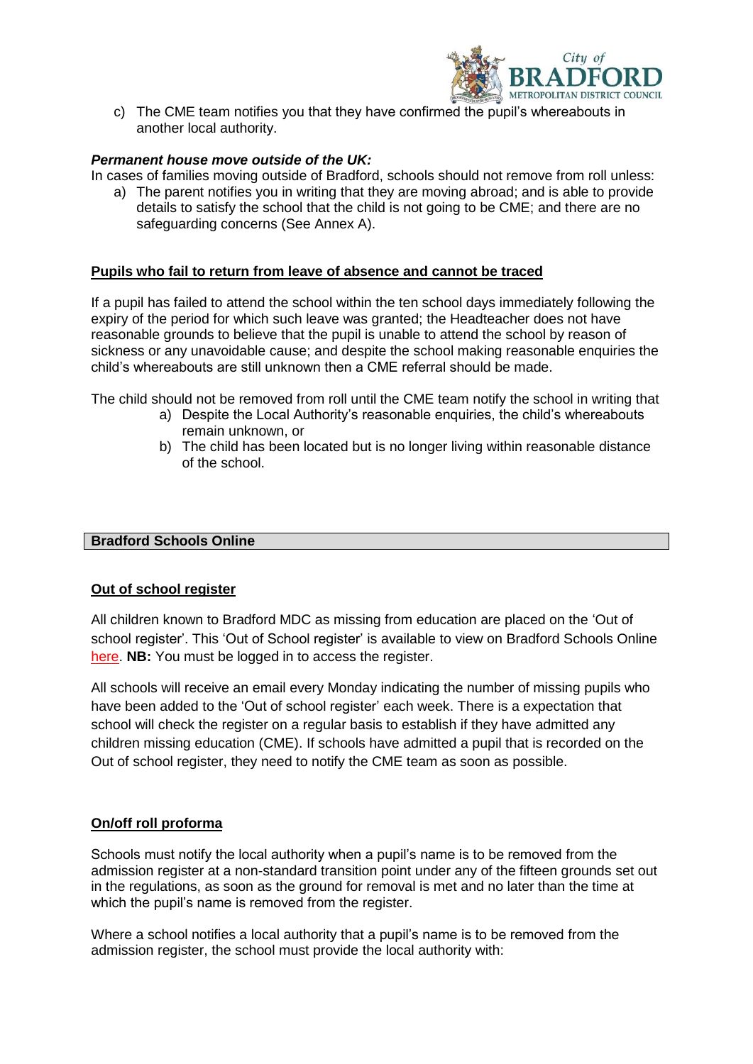c) The CME team notifies you that they have confirmed the pupil's whereabouts in another local authority.

***Permanent house move outside of the UK:***

In cases of families moving outside of Bradford, schools should not remove from roll unless:

a) The parent notifies you in writing that they are moving abroad; and is able to provide details to satisfy the school that the child is not going to be CME; and there are no safeguarding concerns (See Annex A).

**Pupils who fail to return from leave of absence and cannot be traced**

If a pupil has failed to attend the school within the ten school days immediately following the expiry of the period for which such leave was granted; the Headteacher does not have reasonable grounds to believe that the pupil is unable to attend the school by reason of sickness or any unavoidable cause; and despite the school making reasonable enquiries the child's whereabouts are still unknown then a CME referral should be made.

The child should not be removed from roll until the CME team notify the school in writing that

a) Despite the Local Authority's reasonable enquiries, the child's whereabouts remain unknown, or
b) The child has been located but is no longer living within reasonable distance of the school.

## Bradford Schools Online

**Out of school register**

All children known to Bradford MDC as missing from education are placed on the 'Out of school register'. This 'Out of School register' is available to view on Bradford Schools Online here. **NB:** You must be logged in to access the register.

All schools will receive an email every Monday indicating the number of missing pupils who have been added to the 'Out of school register' each week. There is a expectation that school will check the register on a regular basis to establish if they have admitted any children missing education (CME). If schools have admitted a pupil that is recorded on the Out of school register, they need to notify the CME team as soon as possible.

**On/off roll proforma**

Schools must notify the local authority when a pupil's name is to be removed from the admission register at a non-standard transition point under any of the fifteen grounds set out in the regulations, as soon as the ground for removal is met and no later than the time at which the pupil's name is removed from the register.

Where a school notifies a local authority that a pupil's name is to be removed from the admission register, the school must provide the local authority with: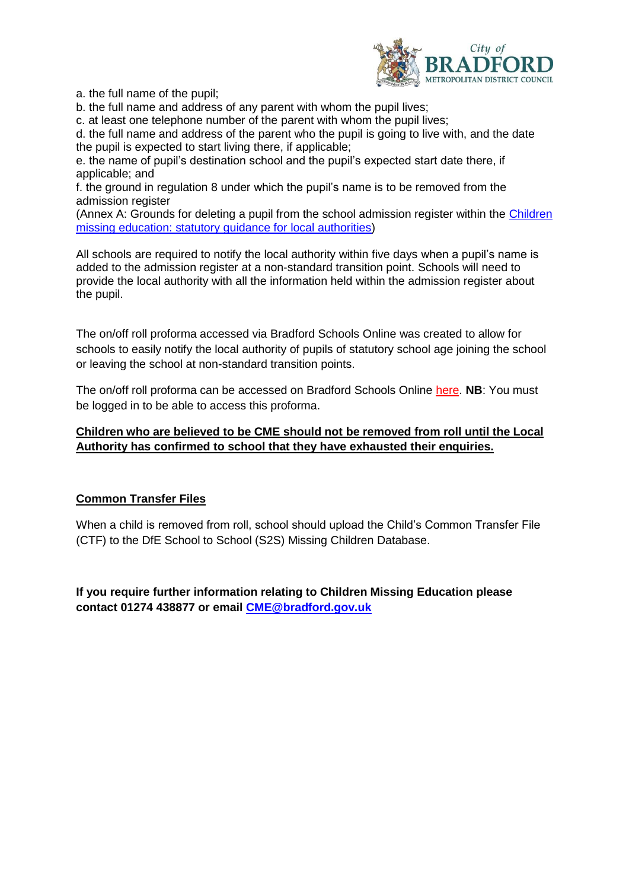a. the full name of the pupil;
b. the full name and address of any parent with whom the pupil lives;
c. at least one telephone number of the parent with whom the pupil lives;
d. the full name and address of the parent who the pupil is going to live with, and the date the pupil is expected to start living there, if applicable;
e. the name of pupil's destination school and the pupil's expected start date there, if applicable; and
f. the ground in regulation 8 under which the pupil's name is to be removed from the admission register
(Annex A: Grounds for deleting a pupil from the school admission register within the Children missing education: statutory guidance for local authorities)

All schools are required to notify the local authority within five days when a pupil's name is added to the admission register at a non-standard transition point. Schools will need to provide the local authority with all the information held within the admission register about the pupil.

The on/off roll proforma accessed via Bradford Schools Online was created to allow for schools to easily notify the local authority of pupils of statutory school age joining the school or leaving the school at non-standard transition points.

The on/off roll proforma can be accessed on Bradford Schools Online here. **NB**: You must be logged in to be able to access this proforma.

**Children who are believed to be CME should not be removed from roll until the Local Authority has confirmed to school that they have exhausted their enquiries.**

## Common Transfer Files

When a child is removed from roll, school should upload the Child's Common Transfer File (CTF) to the DfE School to School (S2S) Missing Children Database.

**If you require further information relating to Children Missing Education please contact 01274 438877 or email CME@bradford.gov.uk**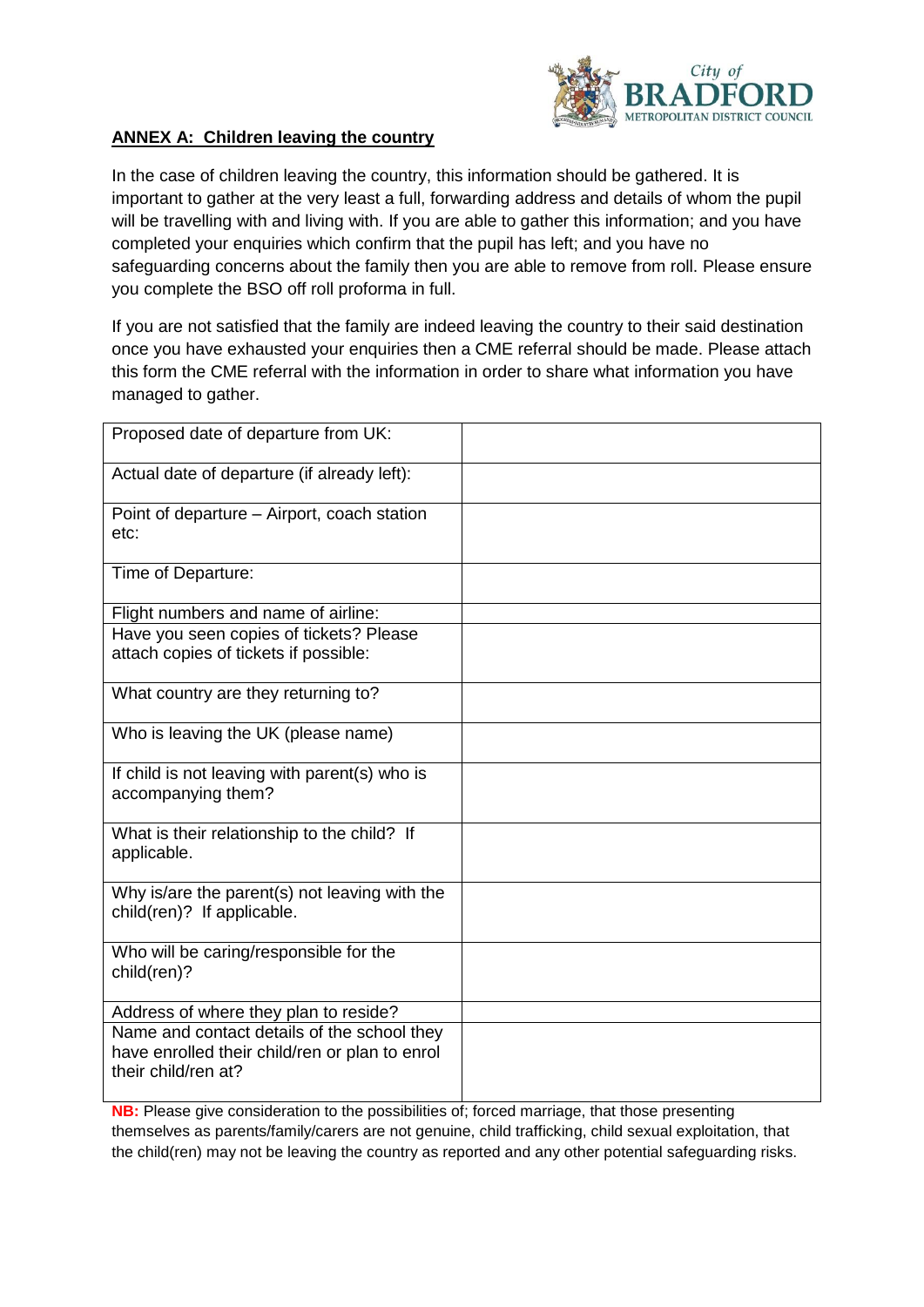## ANNEX A: Children leaving the country

In the case of children leaving the country, this information should be gathered. It is important to gather at the very least a full, forwarding address and details of whom the pupil will be travelling with and living with. If you are able to gather this information; and you have completed your enquiries which confirm that the pupil has left; and you have no safeguarding concerns about the family then you are able to remove from roll. Please ensure you complete the BSO off roll proforma in full.

If you are not satisfied that the family are indeed leaving the country to their said destination once you have exhausted your enquiries then a CME referral should be made. Please attach this form the CME referral with the information in order to share what information you have managed to gather.

| | |
|---|---|
| Proposed date of departure from UK: | |
| Actual date of departure (if already left): | |
| Point of departure – Airport, coach station etc: | |
| Time of Departure: | |
| Flight numbers and name of airline: | |
| Have you seen copies of tickets? Please attach copies of tickets if possible: | |
| What country are they returning to? | |
| Who is leaving the UK (please name) | |
| If child is not leaving with parent(s) who is accompanying them? | |
| What is their relationship to the child? If applicable. | |
| Why is/are the parent(s) not leaving with the child(ren)? If applicable. | |
| Who will be caring/responsible for the child(ren)? | |
| Address of where they plan to reside? | |
| Name and contact details of the school they have enrolled their child/ren or plan to enrol their child/ren at? | |

**NB:** Please give consideration to the possibilities of; forced marriage, that those presenting themselves as parents/family/carers are not genuine, child trafficking, child sexual exploitation, that the child(ren) may not be leaving the country as reported and any other potential safeguarding risks.